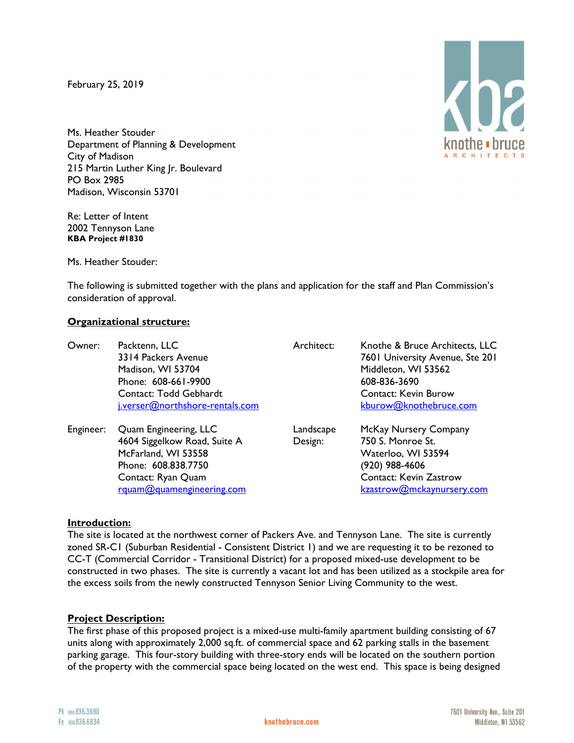February 25, 2019

Ms. Heather Stouder
Department of Planning & Development
City of Madison
215 Martin Luther King Jr. Boulevard
PO Box 2985
Madison, Wisconsin 53701

Re: Letter of Intent
2002 Tennyson Lane
**KBA Project #1830**

Ms. Heather Stouder:

The following is submitted together with the plans and application for the staff and Plan Commission's consideration of approval.

**Organizational structure:**

| | | | |
|---|---|---|---|
| Owner: | Packtenn, LLC<br>3314 Packers Avenue<br>Madison, WI 53704<br>Phone: 608-661-9900<br>Contact: Todd Gebhardt<br>j.verser@northshore-rentals.com | Architect: | Knothe & Bruce Architects, LLC<br>7601 University Avenue, Ste 201<br>Middleton, WI 53562<br>608-836-3690<br>Contact: Kevin Burow<br>kburow@knothebruce.com |
| Engineer: | Quam Engineering, LLC<br>4604 Siggelkow Road, Suite A<br>McFarland, WI 53558<br>Phone: 608.838.7750<br>Contact: Ryan Quam<br>rquam@quamengineering.com | Landscape Design: | McKay Nursery Company<br>750 S. Monroe St.<br>Waterloo, WI 53594<br>(920) 988-4606<br>Contact: Kevin Zastrow<br>kzastrow@mckaynursery.com |

**Introduction:**

The site is located at the northwest corner of Packers Ave. and Tennyson Lane. The site is currently zoned SR-C1 (Suburban Residential - Consistent District 1) and we are requesting it to be rezoned to CC-T (Commercial Corridor - Transitional District) for a proposed mixed-use development to be constructed in two phases. The site is currently a vacant lot and has been utilized as a stockpile area for the excess soils from the newly constructed Tennyson Senior Living Community to the west.

**Project Description:**

The first phase of this proposed project is a mixed-use multi-family apartment building consisting of 67 units along with approximately 2,000 sq.ft. of commercial space and 62 parking stalls in the basement parking garage. This four-story building with three-story ends will be located on the southern portion of the property with the commercial space being located on the west end. This space is being designed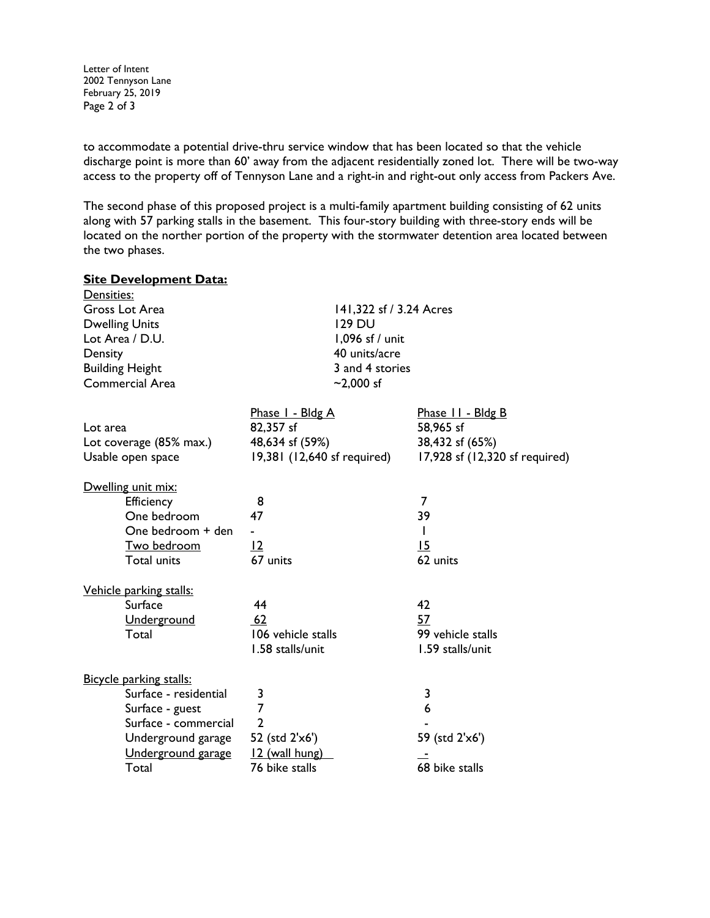to accommodate a potential drive-thru service window that has been located so that the vehicle discharge point is more than 60' away from the adjacent residentially zoned lot. There will be two-way access to the property off of Tennyson Lane and a right-in and right-out only access from Packers Ave.

The second phase of this proposed project is a multi-family apartment building consisting of 62 units along with 57 parking stalls in the basement. This four-story building with three-story ends will be located on the norther portion of the property with the stormwater detention area located between the two phases.

**Site Development Data:**

Densities:

| | |
|---|---|
| Gross Lot Area | 141,322 sf / 3.24 Acres |
| Dwelling Units | 129 DU |
| Lot Area / D.U. | 1,096 sf / unit |
| Density | 40 units/acre |
| Building Height | 3 and 4 stories |
| Commercial Area | ~2,000 sf |

| | Phase I - Bldg A | Phase II - Bldg B |
|---|---|---|
| Lot area | 82,357 sf | 58,965 sf |
| Lot coverage (85% max.) | 48,634 sf (59%) | 38,432 sf (65%) |
| Usable open space | 19,381 (12,640 sf required) | 17,928 sf (12,320 sf required) |
| **Dwelling unit mix:** | | |
| Efficiency | 8 | 7 |
| One bedroom | 47 | 39 |
| One bedroom + den | - | 1 |
| Two bedroom | 12 | 15 |
| Total units | 67 units | 62 units |
| **Vehicle parking stalls:** | | |
| Surface | 44 | 42 |
| Underground | 62 | 57 |
| Total | 106 vehicle stalls | 99 vehicle stalls |
| | 1.58 stalls/unit | 1.59 stalls/unit |
| **Bicycle parking stalls:** | | |
| Surface - residential | 3 | 3 |
| Surface - guest | 7 | 6 |
| Surface - commercial | 2 | - |
| Underground garage | 52 (std 2'x6') | 59 (std 2'x6') |
| Underground garage | 12 (wall hung) | - |
| Total | 76 bike stalls | 68 bike stalls |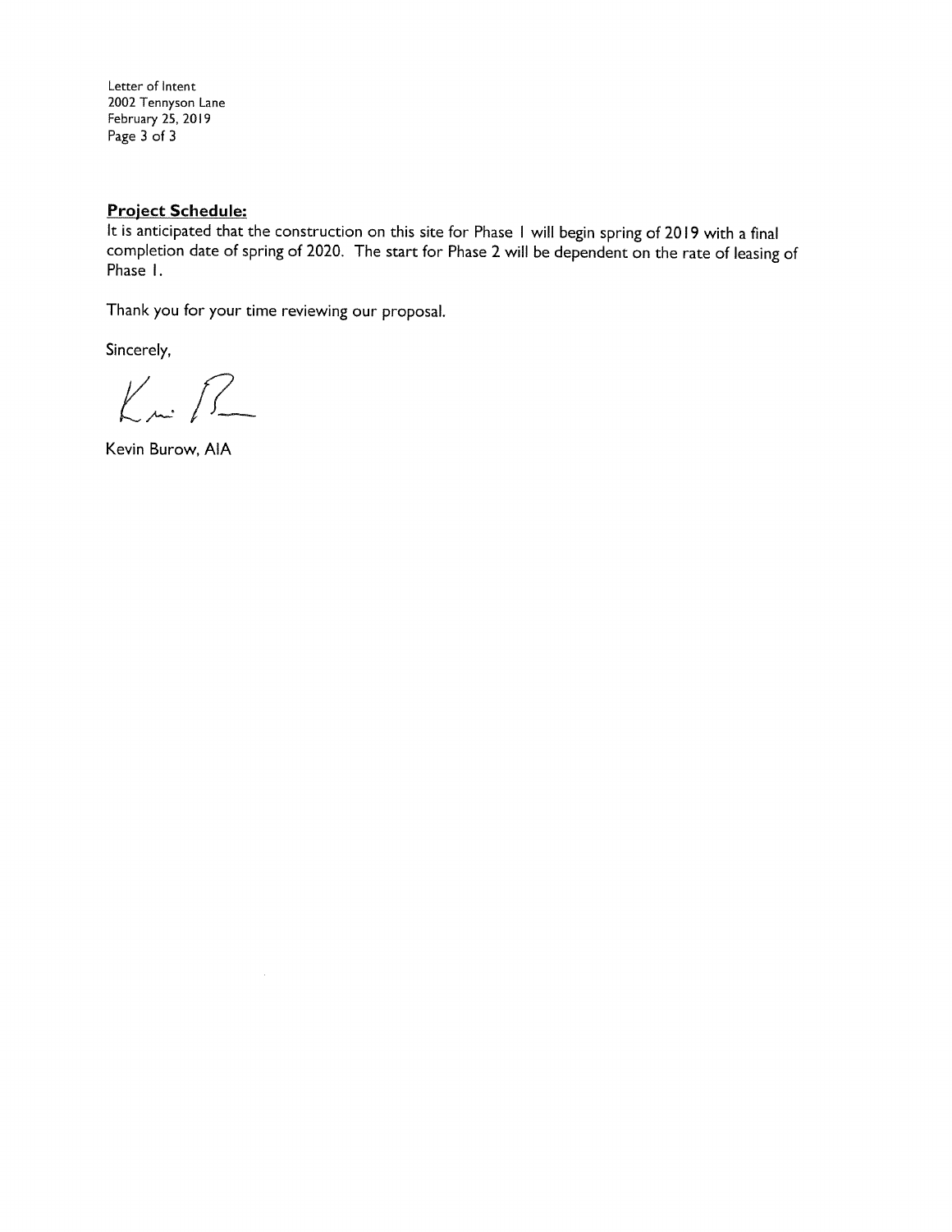**Project Schedule:**

It is anticipated that the construction on this site for Phase 1 will begin spring of 2019 with a final completion date of spring of 2020. The start for Phase 2 will be dependent on the rate of leasing of Phase 1.

Thank you for your time reviewing our proposal.

Sincerely,

Kevin Burow, AIA